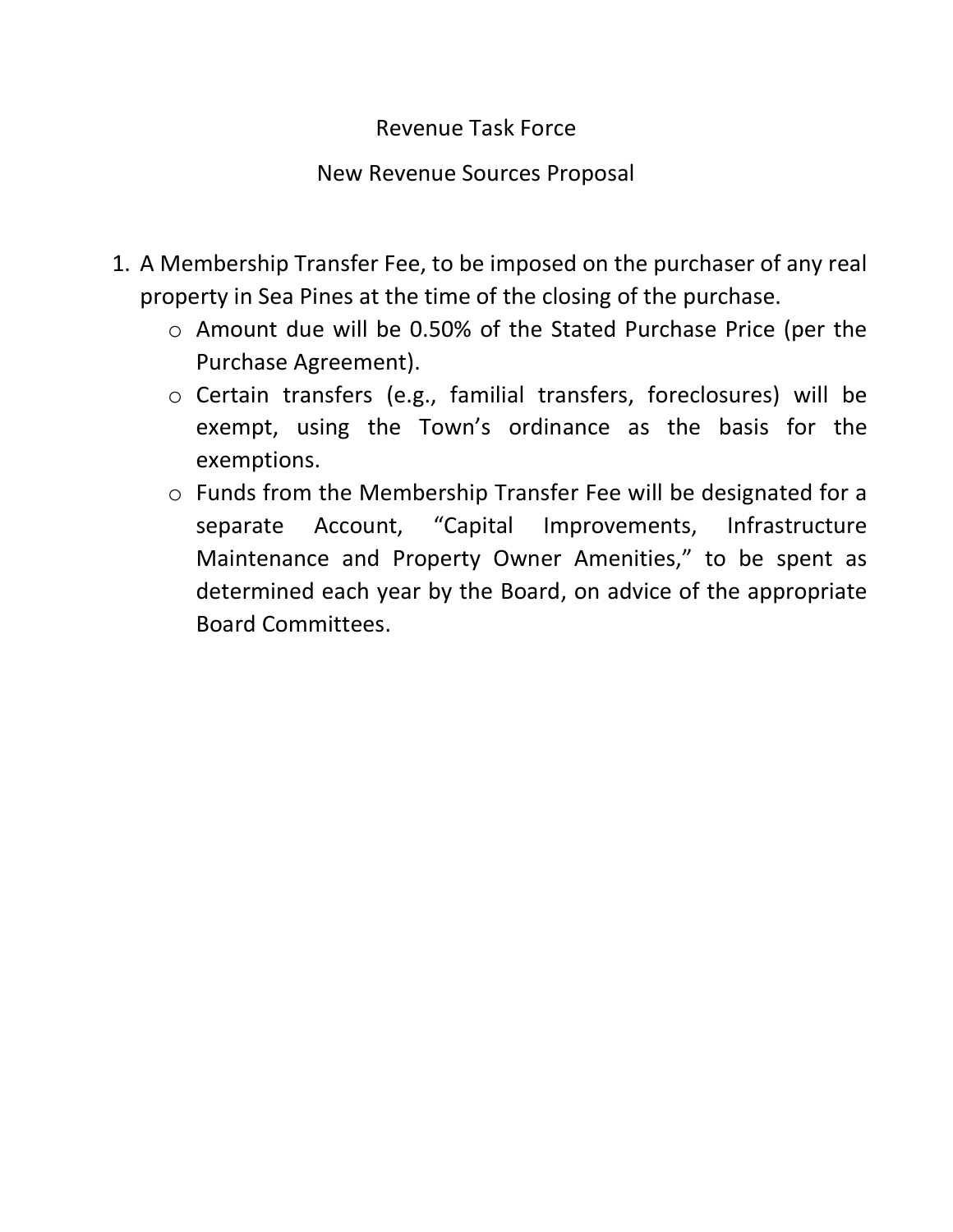# Revenue Task Force

## New Revenue Sources Proposal

1. A Membership Transfer Fee, to be imposed on the purchaser of any real property in Sea Pines at the time of the closing of the purchase.
   - Amount due will be 0.50% of the Stated Purchase Price (per the Purchase Agreement).
   - Certain transfers (e.g., familial transfers, foreclosures) will be exempt, using the Town's ordinance as the basis for the exemptions.
   - Funds from the Membership Transfer Fee will be designated for a separate Account, "Capital Improvements, Infrastructure Maintenance and Property Owner Amenities," to be spent as determined each year by the Board, on advice of the appropriate Board Committees.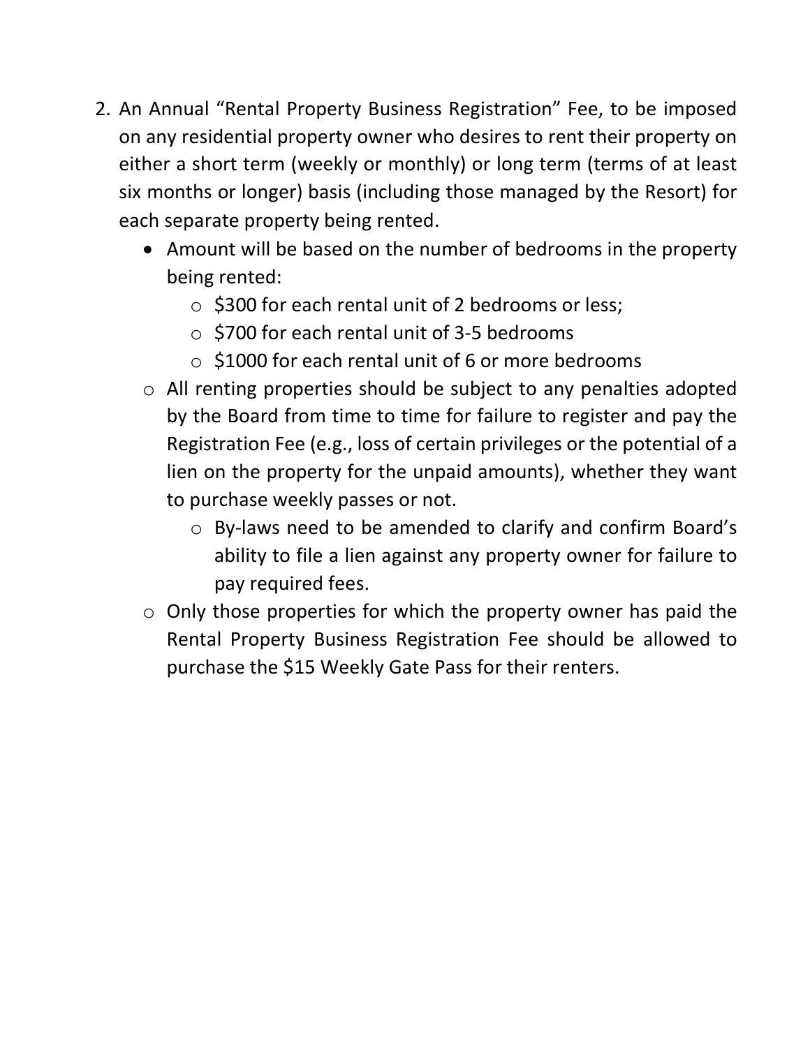2. An Annual "Rental Property Business Registration" Fee, to be imposed on any residential property owner who desires to rent their property on either a short term (weekly or monthly) or long term (terms of at least six months or longer) basis (including those managed by the Resort) for each separate property being rented.
    - Amount will be based on the number of bedrooms in the property being rented:
        - $300 for each rental unit of 2 bedrooms or less;
        - $700 for each rental unit of 3-5 bedrooms
        - $1000 for each rental unit of 6 or more bedrooms
    - All renting properties should be subject to any penalties adopted by the Board from time to time for failure to register and pay the Registration Fee (e.g., loss of certain privileges or the potential of a lien on the property for the unpaid amounts), whether they want to purchase weekly passes or not.
        - By-laws need to be amended to clarify and confirm Board's ability to file a lien against any property owner for failure to pay required fees.
    - Only those properties for which the property owner has paid the Rental Property Business Registration Fee should be allowed to purchase the $15 Weekly Gate Pass for their renters.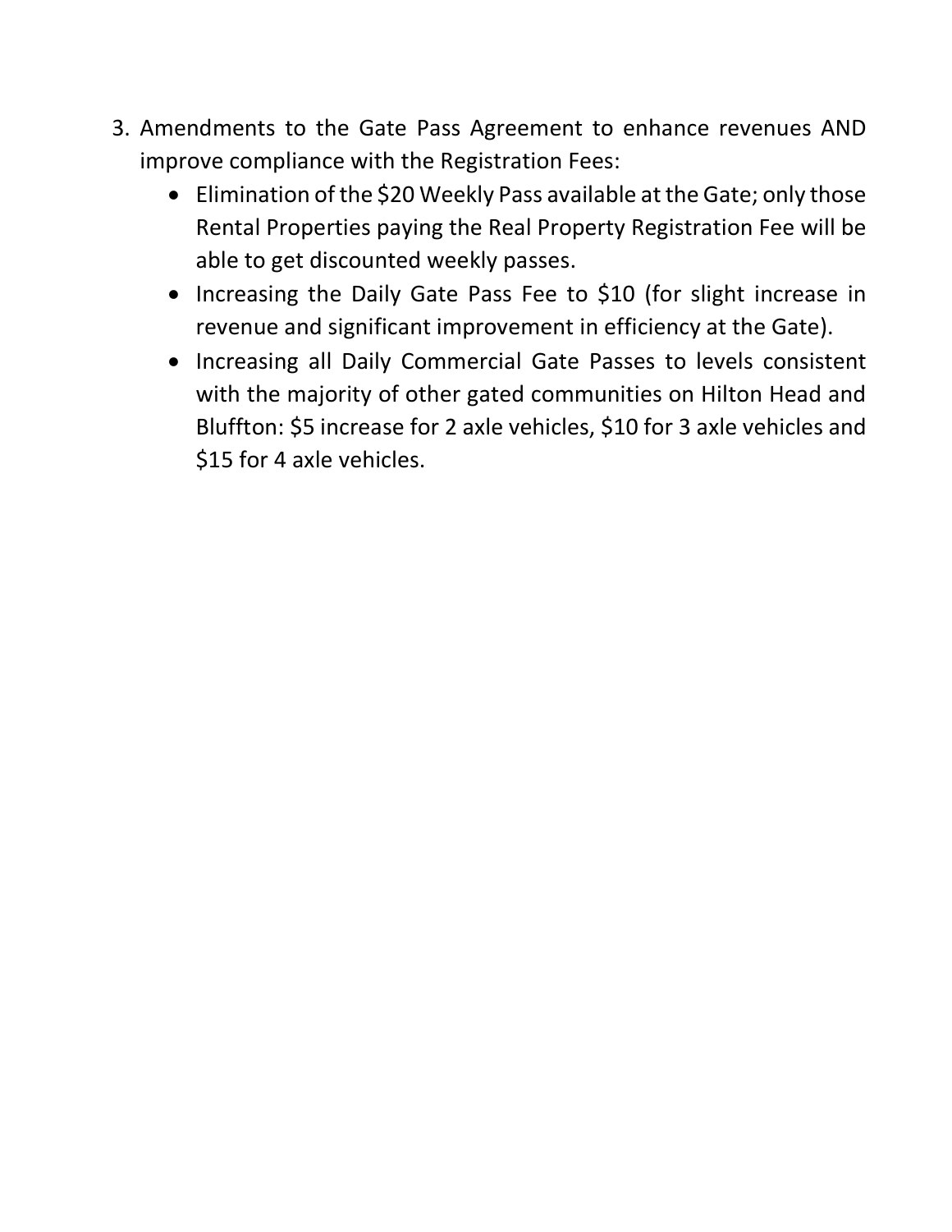3. Amendments to the Gate Pass Agreement to enhance revenues AND improve compliance with the Registration Fees:
   - Elimination of the $20 Weekly Pass available at the Gate; only those Rental Properties paying the Real Property Registration Fee will be able to get discounted weekly passes.
   - Increasing the Daily Gate Pass Fee to $10 (for slight increase in revenue and significant improvement in efficiency at the Gate).
   - Increasing all Daily Commercial Gate Passes to levels consistent with the majority of other gated communities on Hilton Head and Bluffton: $5 increase for 2 axle vehicles, $10 for 3 axle vehicles and $15 for 4 axle vehicles.